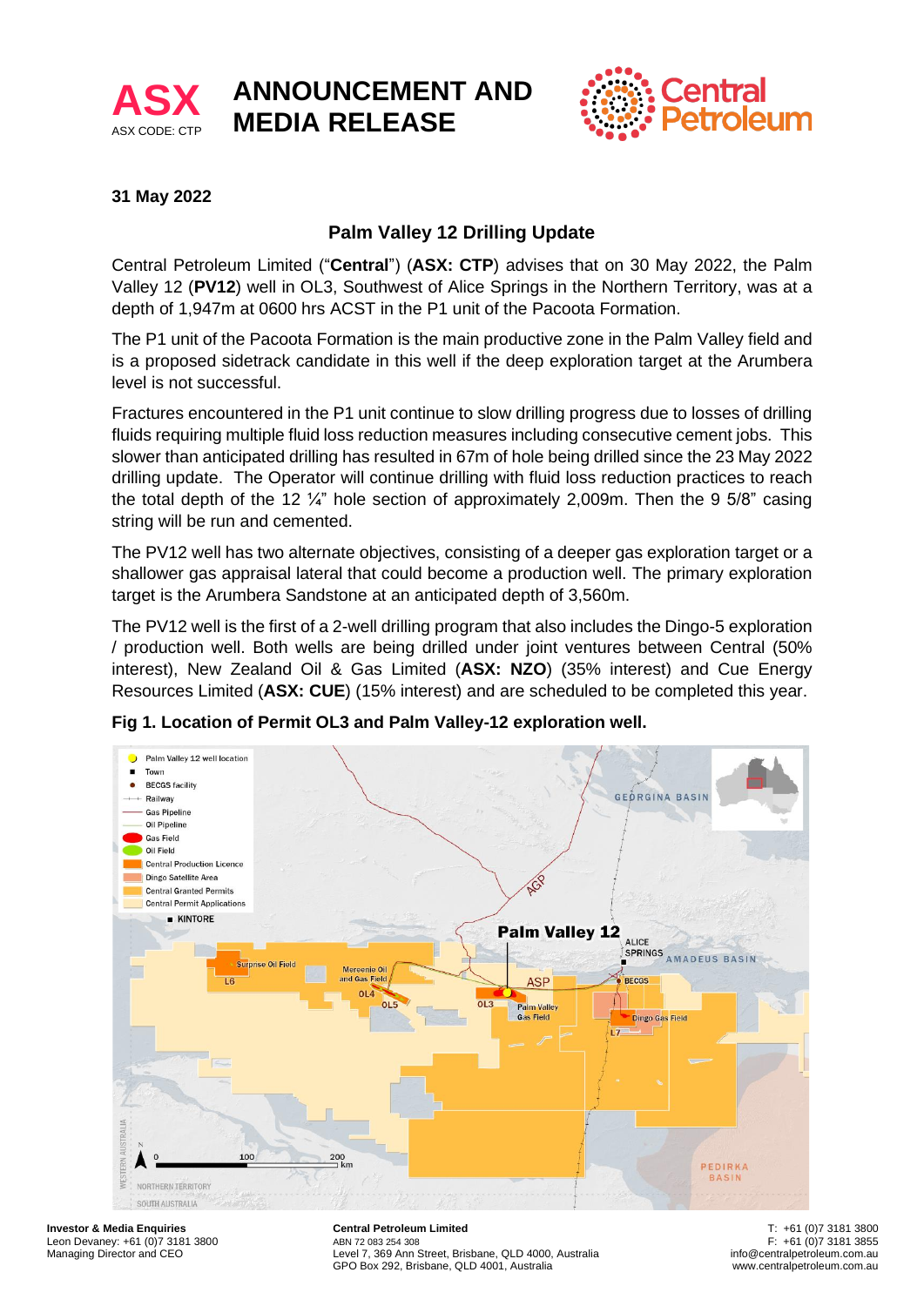# ANNOUNCEMENT AND MEDIA RELEASE

ASX CODE: CTP

**31 May 2022**

## Palm Valley 12 Drilling Update

Central Petroleum Limited ("**Central**") (**ASX: CTP**) advises that on 30 May 2022, the Palm Valley 12 (**PV12**) well in OL3, Southwest of Alice Springs in the Northern Territory, was at a depth of 1,947m at 0600 hrs ACST in the P1 unit of the Pacoota Formation.

The P1 unit of the Pacoota Formation is the main productive zone in the Palm Valley field and is a proposed sidetrack candidate in this well if the deep exploration target at the Arumbera level is not successful.

Fractures encountered in the P1 unit continue to slow drilling progress due to losses of drilling fluids requiring multiple fluid loss reduction measures including consecutive cement jobs. This slower than anticipated drilling has resulted in 67m of hole being drilled since the 23 May 2022 drilling update. The Operator will continue drilling with fluid loss reduction practices to reach the total depth of the 12 ¼" hole section of approximately 2,009m. Then the 9 5/8" casing string will be run and cemented.

The PV12 well has two alternate objectives, consisting of a deeper gas exploration target or a shallower gas appraisal lateral that could become a production well. The primary exploration target is the Arumbera Sandstone at an anticipated depth of 3,560m.

The PV12 well is the first of a 2-well drilling program that also includes the Dingo-5 exploration / production well. Both wells are being drilled under joint ventures between Central (50% interest), New Zealand Oil & Gas Limited (**ASX: NZO**) (35% interest) and Cue Energy Resources Limited (**ASX: CUE**) (15% interest) and are scheduled to be completed this year.

**Fig 1. Location of Permit OL3 and Palm Valley-12 exploration well.**

**Investor & Media Enquiries**
Leon Devaney: +61 (0)7 3181 3800
Managing Director and CEO

**Central Petroleum Limited**
ABN 72 083 254 308
Level 7, 369 Ann Street, Brisbane, QLD 4000, Australia
GPO Box 292, Brisbane, QLD 4001, Australia

T: +61 (0)7 3181 3800
F: +61 (0)7 3181 3855
info@centralpetroleum.com.au
www.centralpetroleum.com.au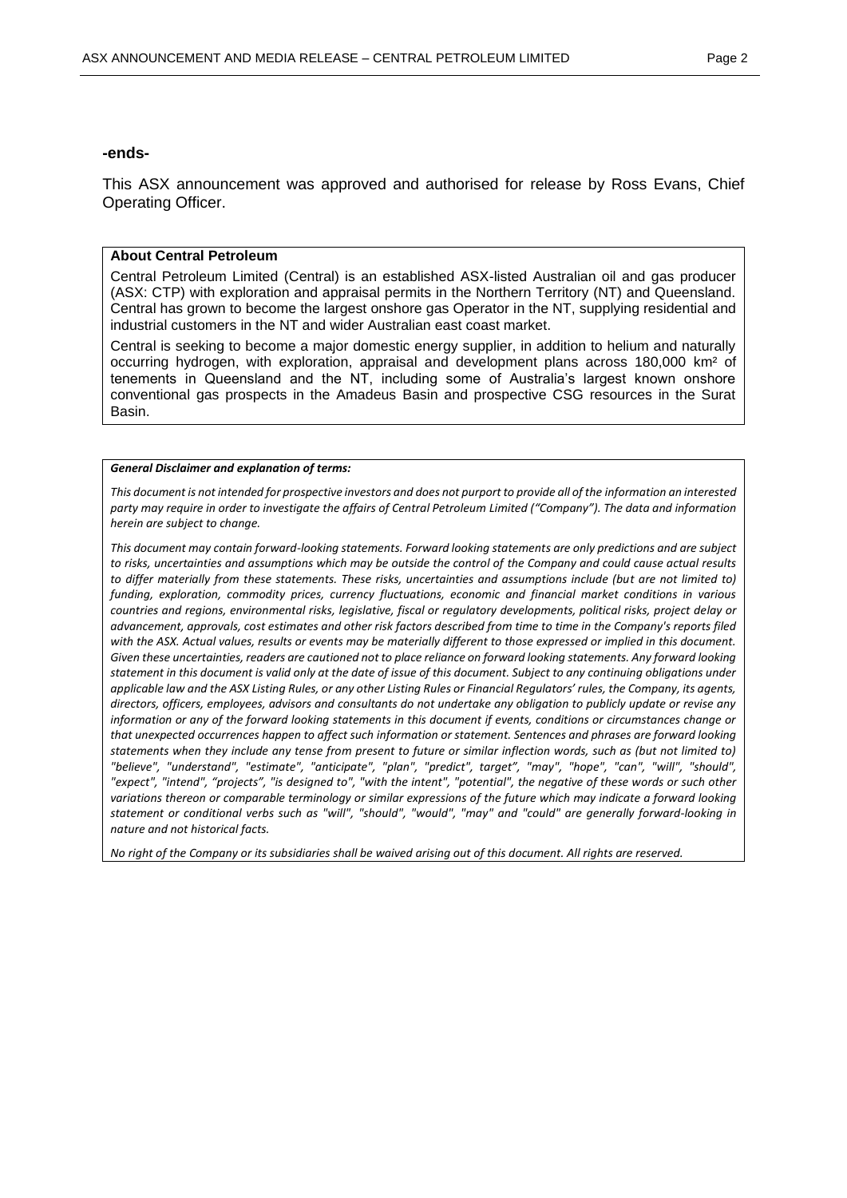**-ends-**

This ASX announcement was approved and authorised for release by Ross Evans, Chief Operating Officer.

**About Central Petroleum**

Central Petroleum Limited (Central) is an established ASX-listed Australian oil and gas producer (ASX: CTP) with exploration and appraisal permits in the Northern Territory (NT) and Queensland. Central has grown to become the largest onshore gas Operator in the NT, supplying residential and industrial customers in the NT and wider Australian east coast market.

Central is seeking to become a major domestic energy supplier, in addition to helium and naturally occurring hydrogen, with exploration, appraisal and development plans across 180,000 km² of tenements in Queensland and the NT, including some of Australia's largest known onshore conventional gas prospects in the Amadeus Basin and prospective CSG resources in the Surat Basin.

***General Disclaimer and explanation of terms:***

*This document is not intended for prospective investors and does not purport to provide all of the information an interested party may require in order to investigate the affairs of Central Petroleum Limited ("Company"). The data and information herein are subject to change.*

*This document may contain forward-looking statements. Forward looking statements are only predictions and are subject to risks, uncertainties and assumptions which may be outside the control of the Company and could cause actual results to differ materially from these statements. These risks, uncertainties and assumptions include (but are not limited to) funding, exploration, commodity prices, currency fluctuations, economic and financial market conditions in various countries and regions, environmental risks, legislative, fiscal or regulatory developments, political risks, project delay or advancement, approvals, cost estimates and other risk factors described from time to time in the Company's reports filed with the ASX. Actual values, results or events may be materially different to those expressed or implied in this document. Given these uncertainties, readers are cautioned not to place reliance on forward looking statements. Any forward looking statement in this document is valid only at the date of issue of this document. Subject to any continuing obligations under applicable law and the ASX Listing Rules, or any other Listing Rules or Financial Regulators' rules, the Company, its agents, directors, officers, employees, advisors and consultants do not undertake any obligation to publicly update or revise any information or any of the forward looking statements in this document if events, conditions or circumstances change or that unexpected occurrences happen to affect such information or statement. Sentences and phrases are forward looking statements when they include any tense from present to future or similar inflection words, such as (but not limited to) "believe", "understand", "estimate", "anticipate", "plan", "predict", target", "may", "hope", "can", "will", "should", "expect", "intend", "projects", "is designed to", "with the intent", "potential", the negative of these words or such other variations thereon or comparable terminology or similar expressions of the future which may indicate a forward looking statement or conditional verbs such as "will", "should", "would", "may" and "could" are generally forward-looking in nature and not historical facts.*

*No right of the Company or its subsidiaries shall be waived arising out of this document. All rights are reserved.*